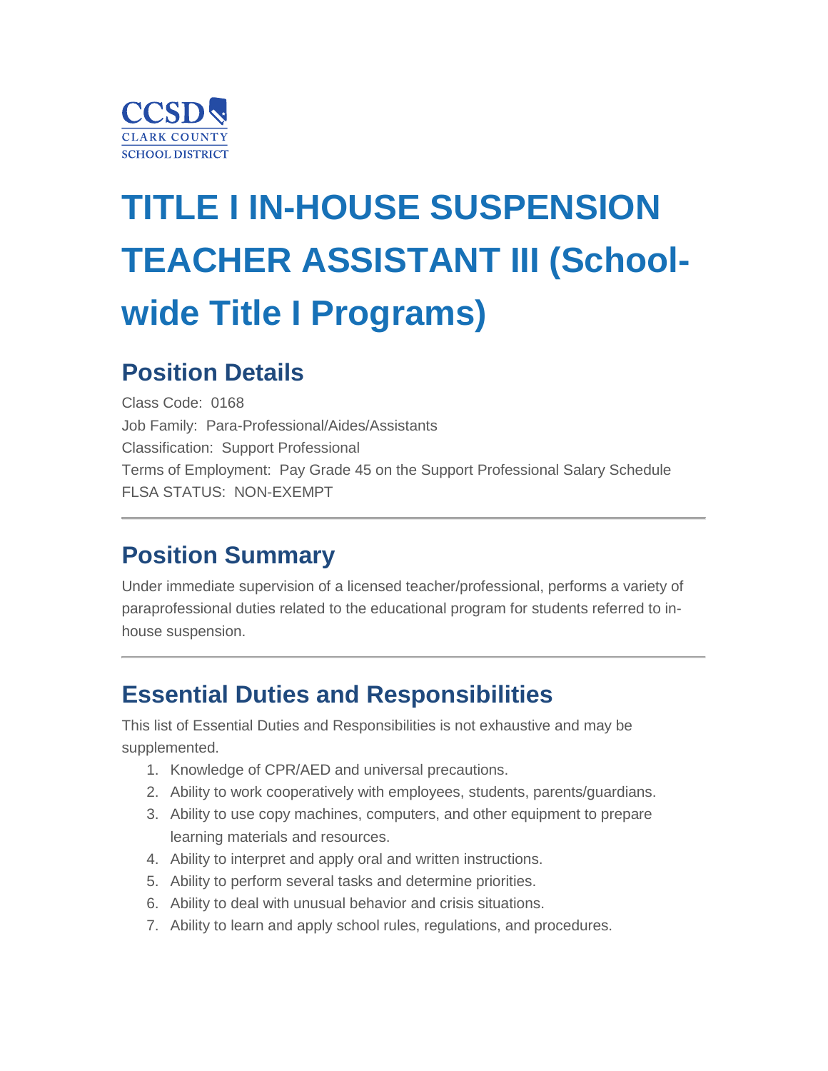CCSD
CLARK COUNTY
SCHOOL DISTRICT

# TITLE I IN-HOUSE SUSPENSION TEACHER ASSISTANT III (School-wide Title I Programs)

## Position Details

Class Code: 0168
Job Family: Para-Professional/Aides/Assistants
Classification: Support Professional
Terms of Employment: Pay Grade 45 on the Support Professional Salary Schedule
FLSA STATUS: NON-EXEMPT

---

## Position Summary

Under immediate supervision of a licensed teacher/professional, performs a variety of paraprofessional duties related to the educational program for students referred to in-house suspension.

---

## Essential Duties and Responsibilities

This list of Essential Duties and Responsibilities is not exhaustive and may be supplemented.

1. Knowledge of CPR/AED and universal precautions.
2. Ability to work cooperatively with employees, students, parents/guardians.
3. Ability to use copy machines, computers, and other equipment to prepare learning materials and resources.
4. Ability to interpret and apply oral and written instructions.
5. Ability to perform several tasks and determine priorities.
6. Ability to deal with unusual behavior and crisis situations.
7. Ability to learn and apply school rules, regulations, and procedures.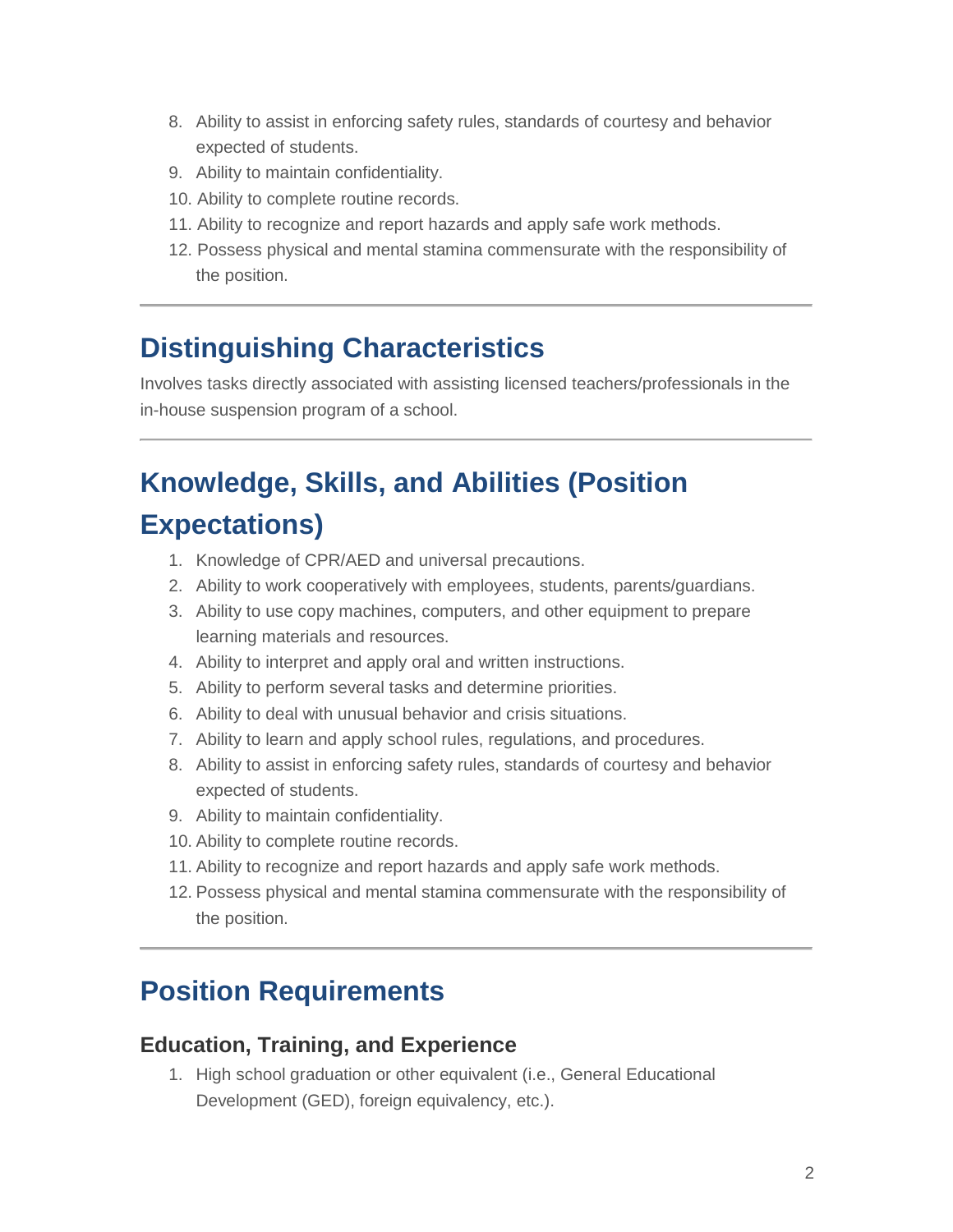8. Ability to assist in enforcing safety rules, standards of courtesy and behavior expected of students.
9. Ability to maintain confidentiality.
10. Ability to complete routine records.
11. Ability to recognize and report hazards and apply safe work methods.
12. Possess physical and mental stamina commensurate with the responsibility of the position.

---

## Distinguishing Characteristics

Involves tasks directly associated with assisting licensed teachers/professionals in the in-house suspension program of a school.

---

## Knowledge, Skills, and Abilities (Position Expectations)

1. Knowledge of CPR/AED and universal precautions.
2. Ability to work cooperatively with employees, students, parents/guardians.
3. Ability to use copy machines, computers, and other equipment to prepare learning materials and resources.
4. Ability to interpret and apply oral and written instructions.
5. Ability to perform several tasks and determine priorities.
6. Ability to deal with unusual behavior and crisis situations.
7. Ability to learn and apply school rules, regulations, and procedures.
8. Ability to assist in enforcing safety rules, standards of courtesy and behavior expected of students.
9. Ability to maintain confidentiality.
10. Ability to complete routine records.
11. Ability to recognize and report hazards and apply safe work methods.
12. Possess physical and mental stamina commensurate with the responsibility of the position.

---

## Position Requirements

### Education, Training, and Experience

1. High school graduation or other equivalent (i.e., General Educational Development (GED), foreign equivalency, etc.).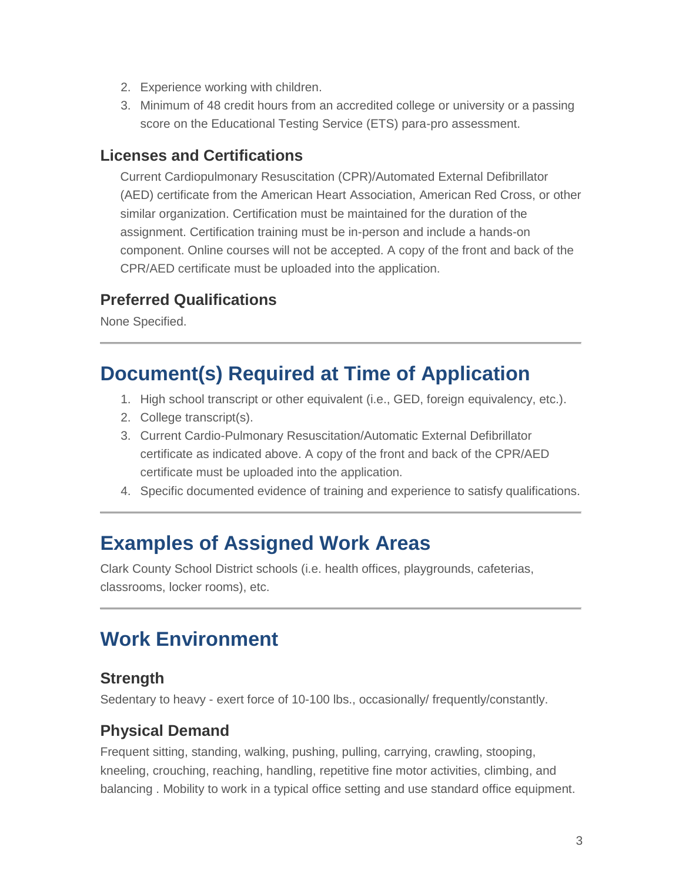2. Experience working with children.
3. Minimum of 48 credit hours from an accredited college or university or a passing score on the Educational Testing Service (ETS) para-pro assessment.

### Licenses and Certifications

Current Cardiopulmonary Resuscitation (CPR)/Automated External Defibrillator (AED) certificate from the American Heart Association, American Red Cross, or other similar organization. Certification must be maintained for the duration of the assignment. Certification training must be in-person and include a hands-on component. Online courses will not be accepted. A copy of the front and back of the CPR/AED certificate must be uploaded into the application.

### Preferred Qualifications

None Specified.

---

## Document(s) Required at Time of Application

1. High school transcript or other equivalent (i.e., GED, foreign equivalency, etc.).
2. College transcript(s).
3. Current Cardio-Pulmonary Resuscitation/Automatic External Defibrillator certificate as indicated above. A copy of the front and back of the CPR/AED certificate must be uploaded into the application.
4. Specific documented evidence of training and experience to satisfy qualifications.

---

## Examples of Assigned Work Areas

Clark County School District schools (i.e. health offices, playgrounds, cafeterias, classrooms, locker rooms), etc.

---

## Work Environment

### Strength

Sedentary to heavy - exert force of 10-100 lbs., occasionally/ frequently/constantly.

### Physical Demand

Frequent sitting, standing, walking, pushing, pulling, carrying, crawling, stooping, kneeling, crouching, reaching, handling, repetitive fine motor activities, climbing, and balancing . Mobility to work in a typical office setting and use standard office equipment.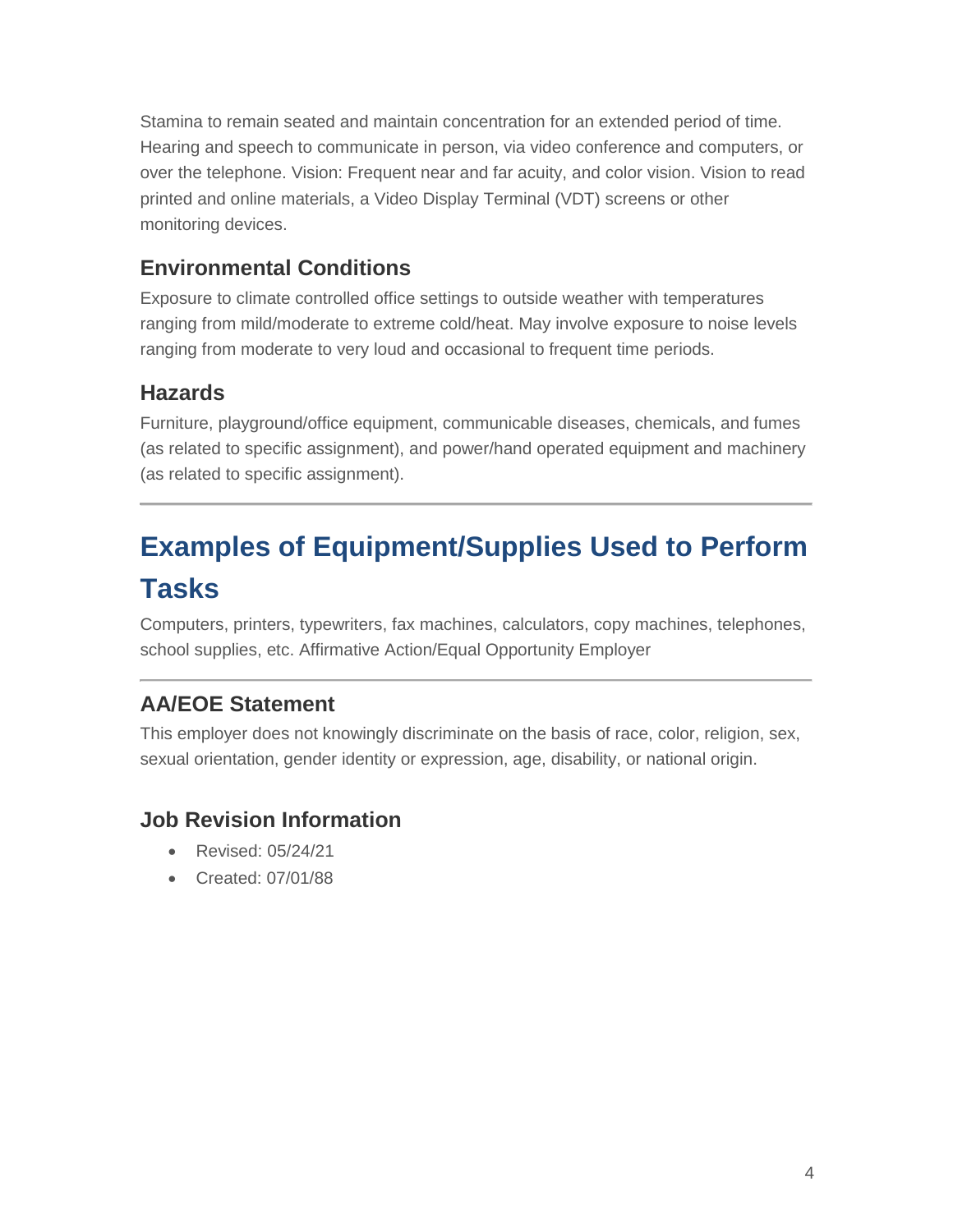Stamina to remain seated and maintain concentration for an extended period of time. Hearing and speech to communicate in person, via video conference and computers, or over the telephone. Vision: Frequent near and far acuity, and color vision. Vision to read printed and online materials, a Video Display Terminal (VDT) screens or other monitoring devices.

### Environmental Conditions

Exposure to climate controlled office settings to outside weather with temperatures ranging from mild/moderate to extreme cold/heat. May involve exposure to noise levels ranging from moderate to very loud and occasional to frequent time periods.

### Hazards

Furniture, playground/office equipment, communicable diseases, chemicals, and fumes (as related to specific assignment), and power/hand operated equipment and machinery (as related to specific assignment).

---

## Examples of Equipment/Supplies Used to Perform Tasks

Computers, printers, typewriters, fax machines, calculators, copy machines, telephones, school supplies, etc. Affirmative Action/Equal Opportunity Employer

---

### AA/EOE Statement

This employer does not knowingly discriminate on the basis of race, color, religion, sex, sexual orientation, gender identity or expression, age, disability, or national origin.

### Job Revision Information

- Revised: 05/24/21
- Created: 07/01/88